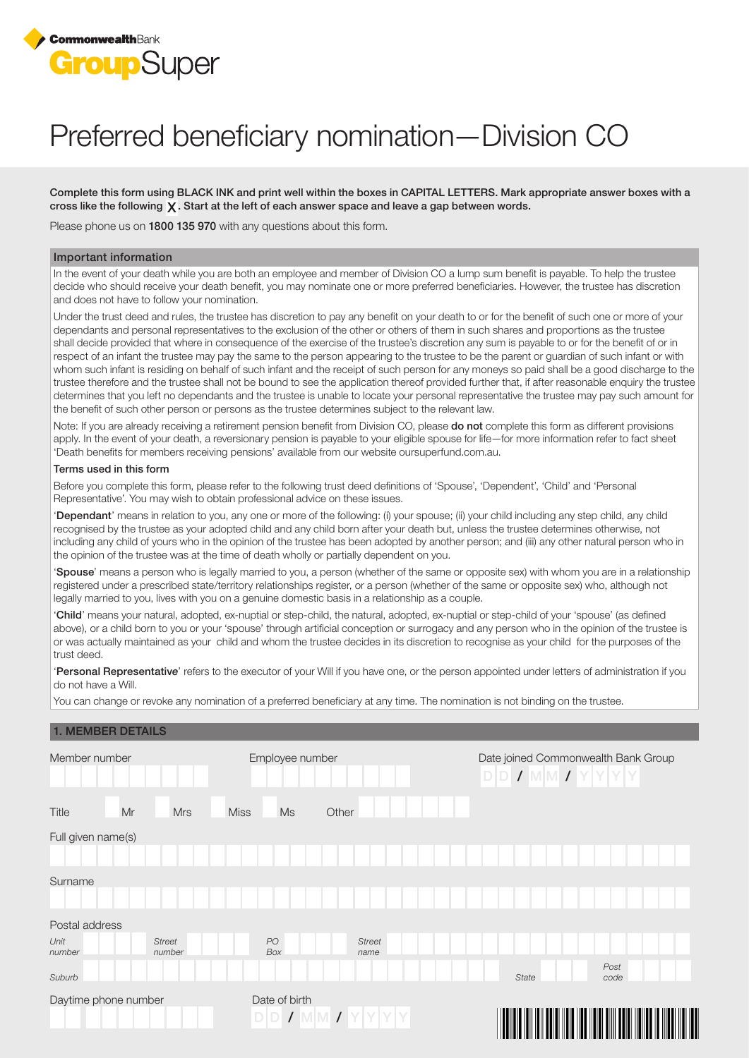CommonwealthBank

GroupSuper

# Preferred beneficiary nomination—Division CO

**Complete this form using BLACK INK and print well within the boxes in CAPITAL LETTERS. Mark appropriate answer boxes with a cross like the following X. Start at the left of each answer space and leave a gap between words.**

Please phone us on **1800 135 970** with any questions about this form.

## Important information

In the event of your death while you are both an employee and member of Division CO a lump sum benefit is payable. To help the trustee decide who should receive your death benefit, you may nominate one or more preferred beneficiaries. However, the trustee has discretion and does not have to follow your nomination.

Under the trust deed and rules, the trustee has discretion to pay any benefit on your death to or for the benefit of such one or more of your dependants and personal representatives to the exclusion of the other or others of them in such shares and proportions as the trustee shall decide provided that where in consequence of the exercise of the trustee's discretion any sum is payable to or for the benefit of or in respect of an infant the trustee may pay the same to the person appearing to the trustee to be the parent or guardian of such infant or with whom such infant is residing on behalf of such infant and the receipt of such person for any moneys so paid shall be a good discharge to the trustee therefore and the trustee shall not be bound to see the application thereof provided further that, if after reasonable enquiry the trustee determines that you left no dependants and the trustee is unable to locate your personal representative the trustee may pay such amount for the benefit of such other person or persons as the trustee determines subject to the relevant law.

Note: If you are already receiving a retirement pension benefit from Division CO, please **do not** complete this form as different provisions apply. In the event of your death, a reversionary pension is payable to your eligible spouse for life—for more information refer to fact sheet 'Death benefits for members receiving pensions' available from our website oursuperfund.com.au.

### Terms used in this form

Before you complete this form, please refer to the following trust deed definitions of 'Spouse', 'Dependent', 'Child' and 'Personal Representative'. You may wish to obtain professional advice on these issues.

'**Dependant**' means in relation to you, any one or more of the following: (i) your spouse; (ii) your child including any step child, any child recognised by the trustee as your adopted child and any child born after your death but, unless the trustee determines otherwise, not including any child of yours who in the opinion of the trustee has been adopted by another person; and (iii) any other natural person who in the opinion of the trustee was at the time of death wholly or partially dependent on you.

'**Spouse**' means a person who is legally married to you, a person (whether of the same or opposite sex) with whom you are in a relationship registered under a prescribed state/territory relationships register, or a person (whether of the same or opposite sex) who, although not legally married to you, lives with you on a genuine domestic basis in a relationship as a couple.

'**Child**' means your natural, adopted, ex-nuptial or step-child, the natural, adopted, ex-nuptial or step-child of your 'spouse' (as defined above), or a child born to you or your 'spouse' through artificial conception or surrogacy and any person who in the opinion of the trustee is or was actually maintained as your child and whom the trustee decides in its discretion to recognise as your child for the purposes of the trust deed.

'**Personal Representative**' refers to the executor of your Will if you have one, or the person appointed under letters of administration if you do not have a Will.

You can change or revoke any nomination of a preferred beneficiary at any time. The nomination is not binding on the trustee.

## 1. MEMBER DETAILS

Member number

Employee number

Date joined Commonwealth Bank Group DD / MM / YYYY

Title ☐ Mr ☐ Mrs ☐ Miss ☐ Ms Other

Full given name(s)

Surname

Postal address

*Unit number* *Street number* *PO Box* *Street name*

*Suburb* *State* *Post code*

Daytime phone number

Date of birth DD / MM / YYYY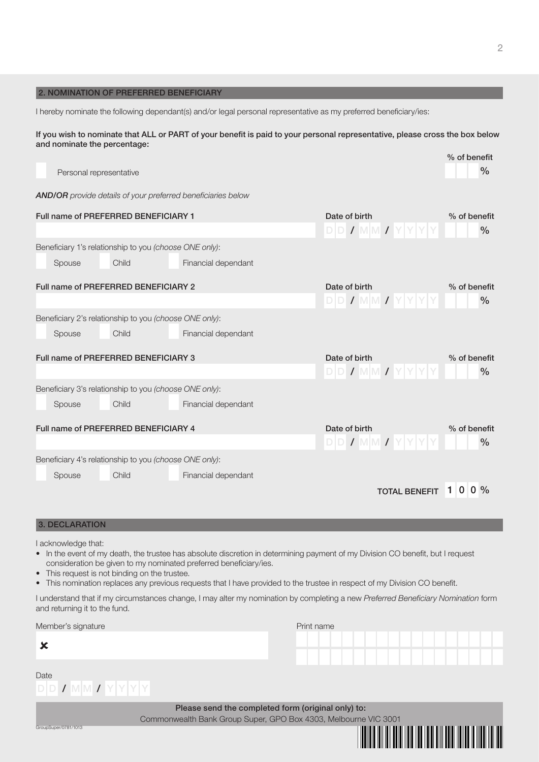## 2. NOMINATION OF PREFERRED BENEFICIARY

I hereby nominate the following dependant(s) and/or legal personal representative as my preferred beneficiary/ies:

**If you wish to nominate that ALL or PART of your benefit is paid to your personal representative, please cross the box below and nominate the percentage:**

☐ Personal representative — % of benefit: ___ %

***AND/OR*** *provide details of your preferred beneficiaries below*

**Full name of PREFERRED BENEFICIARY 1** — Date of birth: DD / MM / YYYY — % of benefit: ___ %

Beneficiary 1's relationship to you *(choose ONE only)*:

☐ Spouse ☐ Child ☐ Financial dependant

**Full name of PREFERRED BENEFICIARY 2** — Date of birth: DD / MM / YYYY — % of benefit: ___ %

Beneficiary 2's relationship to you *(choose ONE only)*:

☐ Spouse ☐ Child ☐ Financial dependant

**Full name of PREFERRED BENEFICIARY 3** — Date of birth: DD / MM / YYYY — % of benefit: ___ %

Beneficiary 3's relationship to you *(choose ONE only)*:

☐ Spouse ☐ Child ☐ Financial dependant

**Full name of PREFERRED BENEFICIARY 4** — Date of birth: DD / MM / YYYY — % of benefit: ___ %

Beneficiary 4's relationship to you *(choose ONE only)*:

☐ Spouse ☐ Child ☐ Financial dependant

**TOTAL BENEFIT 1 0 0 %**

## 3. DECLARATION

I acknowledge that:

- In the event of my death, the trustee has absolute discretion in determining payment of my Division CO benefit, but I request consideration be given to my nominated preferred beneficiary/ies.
- This request is not binding on the trustee.
- This nomination replaces any previous requests that I have provided to the trustee in respect of my Division CO benefit.

I understand that if my circumstances change, I may alter my nomination by completing a new *Preferred Beneficiary Nomination* form and returning it to the fund.

Member's signature: ✘

Print name:

Date: DD / MM / YYYY

**Please send the completed form (original only) to:**
Commonwealth Bank Group Super, GPO Box 4303, Melbourne VIC 3001

GroupSuper/0781/1013